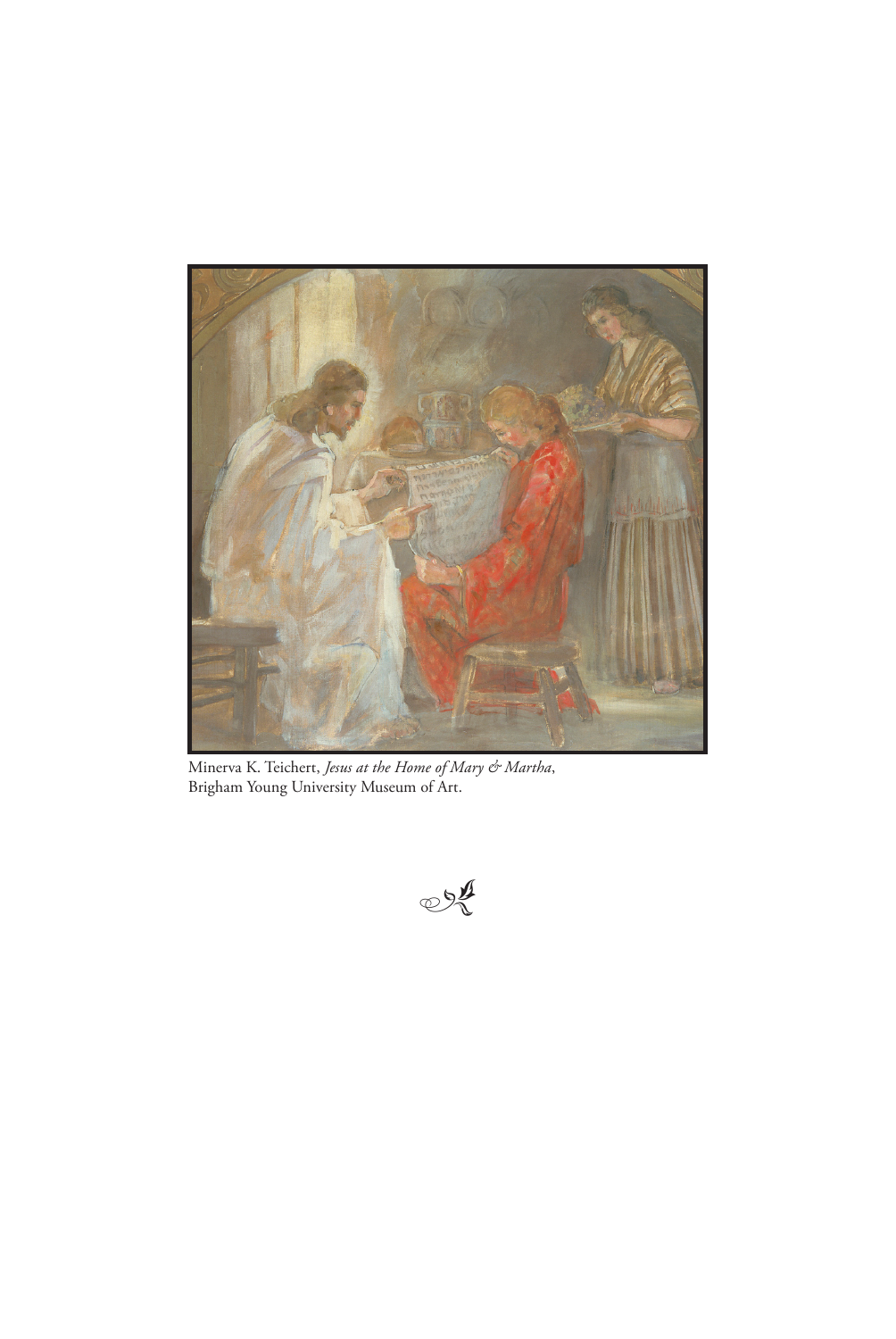Minerva K. Teichert, *Jesus at the Home of Mary & Martha*, Brigham Young University Museum of Art.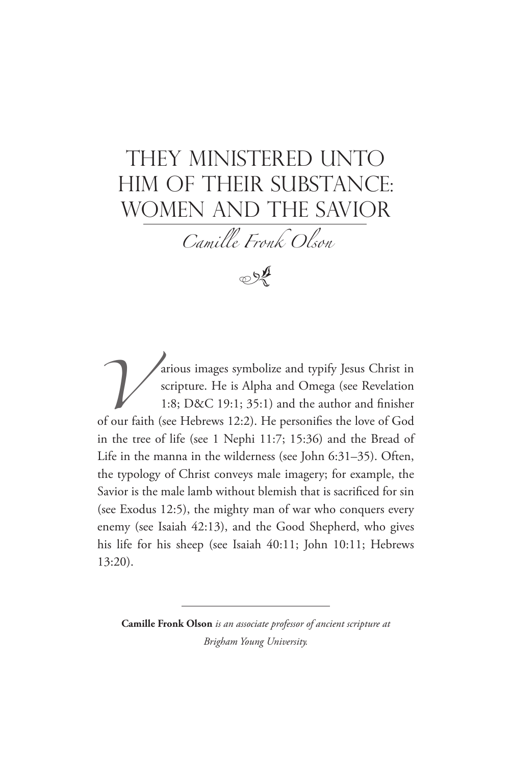# They Ministered unto Him of Their Substance: Women and the Savior

*Camille Fronk Olson*

Various images symbolize and typify Jesus Christ in scripture. He is Alpha and Omega (see Revelation 1:8; D&C 19:1; 35:1) and the author and finisher of our faith (see Hebrews 12:2). He personifies the love of God in the tree of life (see 1 Nephi 11:7; 15:36) and the Bread of Life in the manna in the wilderness (see John 6:31–35). Often, the typology of Christ conveys male imagery; for example, the Savior is the male lamb without blemish that is sacrificed for sin (see Exodus 12:5), the mighty man of war who conquers every enemy (see Isaiah 42:13), and the Good Shepherd, who gives his life for his sheep (see Isaiah 40:11; John 10:11; Hebrews 13:20).

---

**Camille Fronk Olson** *is an associate professor of ancient scripture at Brigham Young University.*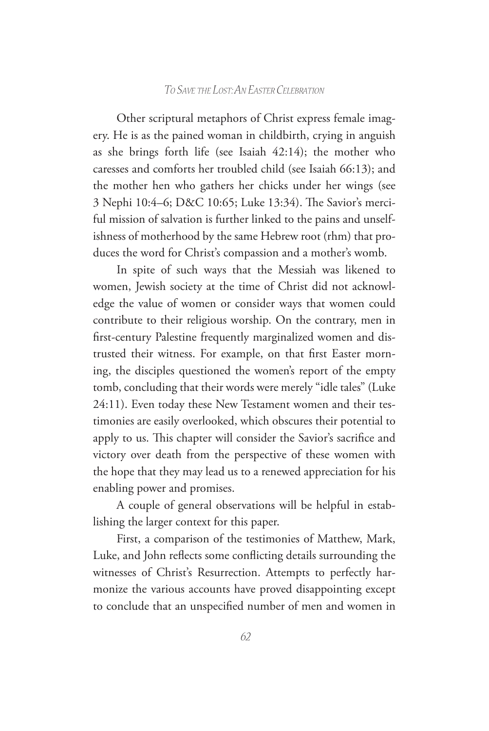Other scriptural metaphors of Christ express female imagery. He is as the pained woman in childbirth, crying in anguish as she brings forth life (see Isaiah 42:14); the mother who caresses and comforts her troubled child (see Isaiah 66:13); and the mother hen who gathers her chicks under her wings (see 3 Nephi 10:4–6; D&C 10:65; Luke 13:34). The Savior's merciful mission of salvation is further linked to the pains and unselfishness of motherhood by the same Hebrew root (rhm) that produces the word for Christ's compassion and a mother's womb.

In spite of such ways that the Messiah was likened to women, Jewish society at the time of Christ did not acknowledge the value of women or consider ways that women could contribute to their religious worship. On the contrary, men in first-century Palestine frequently marginalized women and distrusted their witness. For example, on that first Easter morning, the disciples questioned the women's report of the empty tomb, concluding that their words were merely "idle tales" (Luke 24:11). Even today these New Testament women and their testimonies are easily overlooked, which obscures their potential to apply to us. This chapter will consider the Savior's sacrifice and victory over death from the perspective of these women with the hope that they may lead us to a renewed appreciation for his enabling power and promises.

A couple of general observations will be helpful in establishing the larger context for this paper.

First, a comparison of the testimonies of Matthew, Mark, Luke, and John reflects some conflicting details surrounding the witnesses of Christ's Resurrection. Attempts to perfectly harmonize the various accounts have proved disappointing except to conclude that an unspecified number of men and women in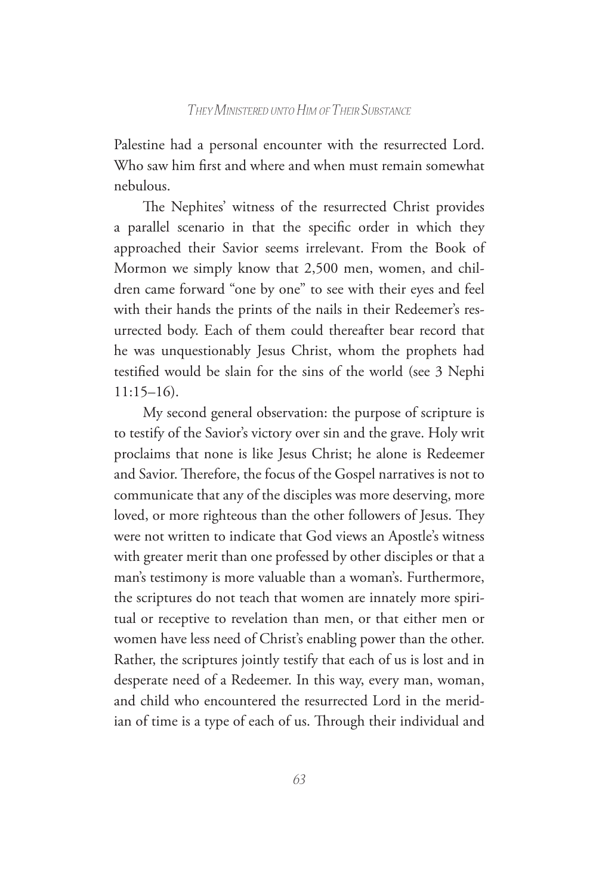Palestine had a personal encounter with the resurrected Lord. Who saw him first and where and when must remain somewhat nebulous.

The Nephites' witness of the resurrected Christ provides a parallel scenario in that the specific order in which they approached their Savior seems irrelevant. From the Book of Mormon we simply know that 2,500 men, women, and children came forward "one by one" to see with their eyes and feel with their hands the prints of the nails in their Redeemer's resurrected body. Each of them could thereafter bear record that he was unquestionably Jesus Christ, whom the prophets had testified would be slain for the sins of the world (see 3 Nephi 11:15–16).

My second general observation: the purpose of scripture is to testify of the Savior's victory over sin and the grave. Holy writ proclaims that none is like Jesus Christ; he alone is Redeemer and Savior. Therefore, the focus of the Gospel narratives is not to communicate that any of the disciples was more deserving, more loved, or more righteous than the other followers of Jesus. They were not written to indicate that God views an Apostle's witness with greater merit than one professed by other disciples or that a man's testimony is more valuable than a woman's. Furthermore, the scriptures do not teach that women are innately more spiritual or receptive to revelation than men, or that either men or women have less need of Christ's enabling power than the other. Rather, the scriptures jointly testify that each of us is lost and in desperate need of a Redeemer. In this way, every man, woman, and child who encountered the resurrected Lord in the meridian of time is a type of each of us. Through their individual and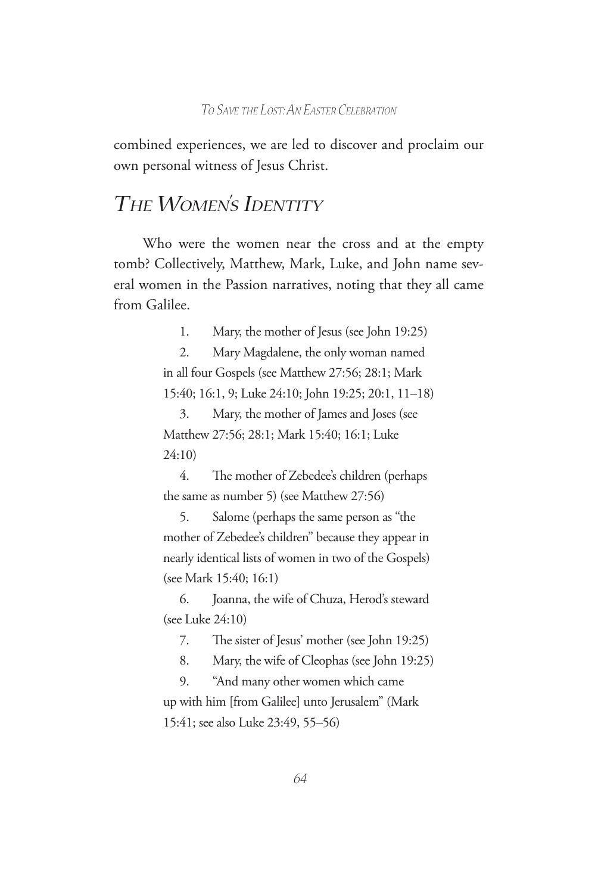combined experiences, we are led to discover and proclaim our own personal witness of Jesus Christ.

## *The Women's Identity*

Who were the women near the cross and at the empty tomb? Collectively, Matthew, Mark, Luke, and John name several women in the Passion narratives, noting that they all came from Galilee.

1. Mary, the mother of Jesus (see John 19:25)
2. Mary Magdalene, the only woman named in all four Gospels (see Matthew 27:56; 28:1; Mark 15:40; 16:1, 9; Luke 24:10; John 19:25; 20:1, 11–18)
3. Mary, the mother of James and Joses (see Matthew 27:56; 28:1; Mark 15:40; 16:1; Luke 24:10)
4. The mother of Zebedee's children (perhaps the same as number 5) (see Matthew 27:56)
5. Salome (perhaps the same person as "the mother of Zebedee's children" because they appear in nearly identical lists of women in two of the Gospels) (see Mark 15:40; 16:1)
6. Joanna, the wife of Chuza, Herod's steward (see Luke 24:10)
7. The sister of Jesus' mother (see John 19:25)
8. Mary, the wife of Cleophas (see John 19:25)
9. "And many other women which came up with him [from Galilee] unto Jerusalem" (Mark 15:41; see also Luke 23:49, 55–56)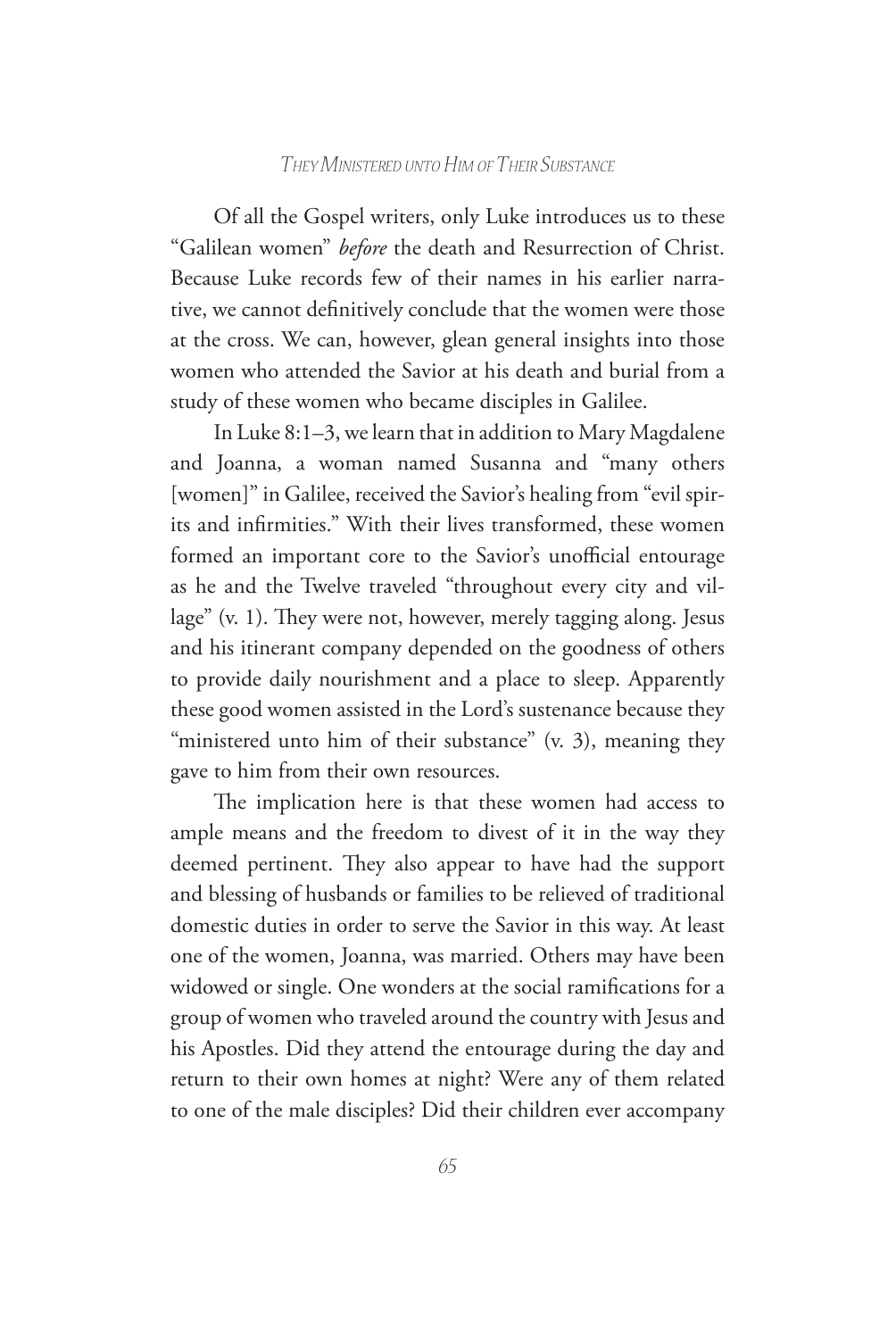Of all the Gospel writers, only Luke introduces us to these "Galilean women" *before* the death and Resurrection of Christ. Because Luke records few of their names in his earlier narrative, we cannot definitively conclude that the women were those at the cross. We can, however, glean general insights into those women who attended the Savior at his death and burial from a study of these women who became disciples in Galilee.

In Luke 8:1–3, we learn that in addition to Mary Magdalene and Joanna, a woman named Susanna and "many others [women]" in Galilee, received the Savior's healing from "evil spirits and infirmities." With their lives transformed, these women formed an important core to the Savior's unofficial entourage as he and the Twelve traveled "throughout every city and village" (v. 1). They were not, however, merely tagging along. Jesus and his itinerant company depended on the goodness of others to provide daily nourishment and a place to sleep. Apparently these good women assisted in the Lord's sustenance because they "ministered unto him of their substance" (v. 3), meaning they gave to him from their own resources.

The implication here is that these women had access to ample means and the freedom to divest of it in the way they deemed pertinent. They also appear to have had the support and blessing of husbands or families to be relieved of traditional domestic duties in order to serve the Savior in this way. At least one of the women, Joanna, was married. Others may have been widowed or single. One wonders at the social ramifications for a group of women who traveled around the country with Jesus and his Apostles. Did they attend the entourage during the day and return to their own homes at night? Were any of them related to one of the male disciples? Did their children ever accompany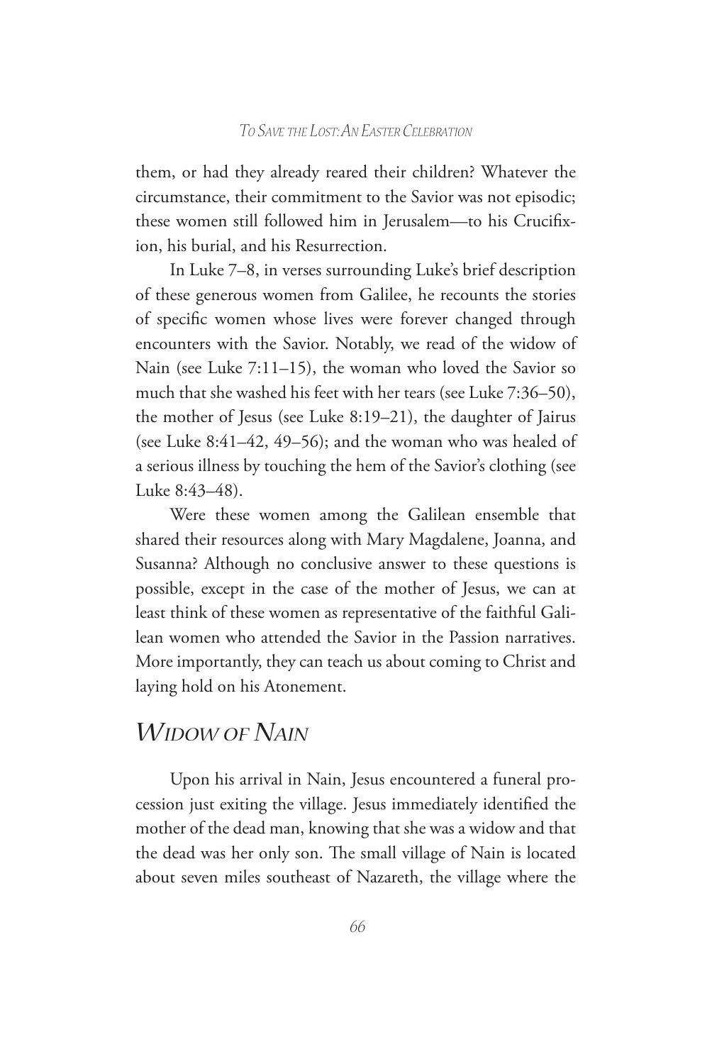them, or had they already reared their children? Whatever the circumstance, their commitment to the Savior was not episodic; these women still followed him in Jerusalem—to his Crucifixion, his burial, and his Resurrection.

In Luke 7–8, in verses surrounding Luke's brief description of these generous women from Galilee, he recounts the stories of specific women whose lives were forever changed through encounters with the Savior. Notably, we read of the widow of Nain (see Luke 7:11–15), the woman who loved the Savior so much that she washed his feet with her tears (see Luke 7:36–50), the mother of Jesus (see Luke 8:19–21), the daughter of Jairus (see Luke 8:41–42, 49–56); and the woman who was healed of a serious illness by touching the hem of the Savior's clothing (see Luke 8:43–48).

Were these women among the Galilean ensemble that shared their resources along with Mary Magdalene, Joanna, and Susanna? Although no conclusive answer to these questions is possible, except in the case of the mother of Jesus, we can at least think of these women as representative of the faithful Galilean women who attended the Savior in the Passion narratives. More importantly, they can teach us about coming to Christ and laying hold on his Atonement.

## *Widow of Nain*

Upon his arrival in Nain, Jesus encountered a funeral procession just exiting the village. Jesus immediately identified the mother of the dead man, knowing that she was a widow and that the dead was her only son. The small village of Nain is located about seven miles southeast of Nazareth, the village where the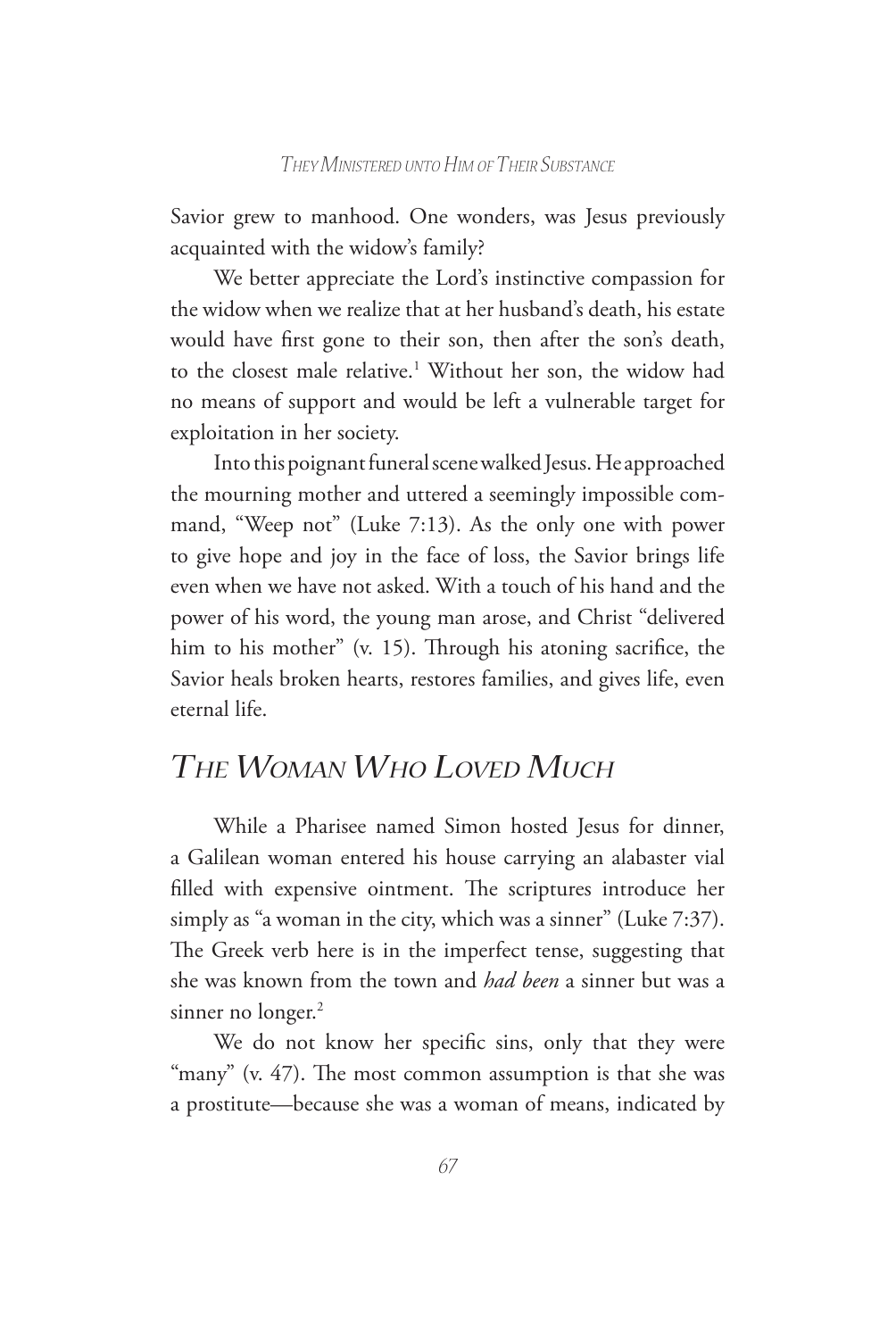Savior grew to manhood. One wonders, was Jesus previously acquainted with the widow's family?

We better appreciate the Lord's instinctive compassion for the widow when we realize that at her husband's death, his estate would have first gone to their son, then after the son's death, to the closest male relative.[1] Without her son, the widow had no means of support and would be left a vulnerable target for exploitation in her society.

Into this poignant funeral scene walked Jesus. He approached the mourning mother and uttered a seemingly impossible command, "Weep not" (Luke 7:13). As the only one with power to give hope and joy in the face of loss, the Savior brings life even when we have not asked. With a touch of his hand and the power of his word, the young man arose, and Christ "delivered him to his mother" (v. 15). Through his atoning sacrifice, the Savior heals broken hearts, restores families, and gives life, even eternal life.

## *The Woman Who Loved Much*

While a Pharisee named Simon hosted Jesus for dinner, a Galilean woman entered his house carrying an alabaster vial filled with expensive ointment. The scriptures introduce her simply as "a woman in the city, which was a sinner" (Luke 7:37). The Greek verb here is in the imperfect tense, suggesting that she was known from the town and *had been* a sinner but was a sinner no longer.[2]

We do not know her specific sins, only that they were "many" (v. 47). The most common assumption is that she was a prostitute—because she was a woman of means, indicated by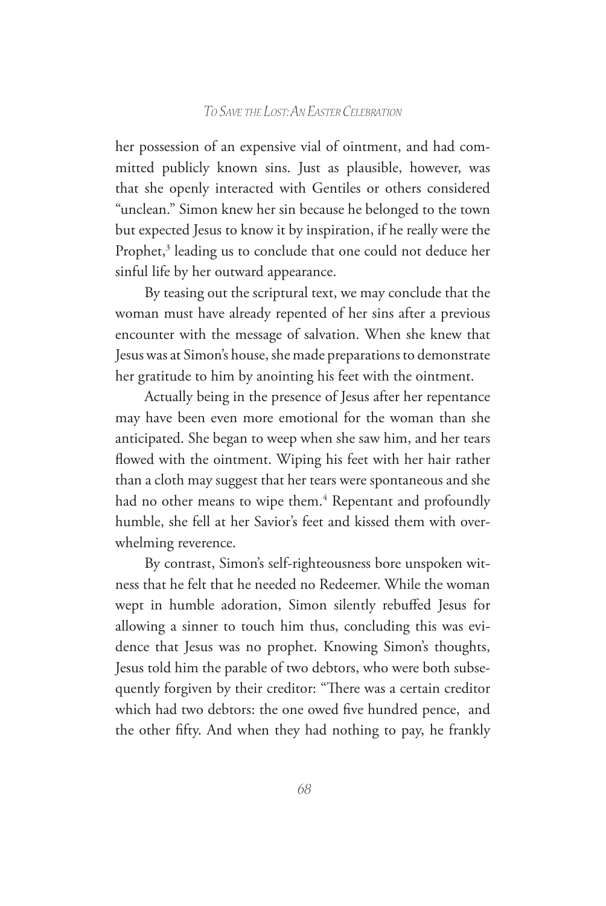her possession of an expensive vial of ointment, and had committed publicly known sins. Just as plausible, however, was that she openly interacted with Gentiles or others considered "unclean." Simon knew her sin because he belonged to the town but expected Jesus to know it by inspiration, if he really were the Prophet,[3] leading us to conclude that one could not deduce her sinful life by her outward appearance.

By teasing out the scriptural text, we may conclude that the woman must have already repented of her sins after a previous encounter with the message of salvation. When she knew that Jesus was at Simon's house, she made preparations to demonstrate her gratitude to him by anointing his feet with the ointment.

Actually being in the presence of Jesus after her repentance may have been even more emotional for the woman than she anticipated. She began to weep when she saw him, and her tears flowed with the ointment. Wiping his feet with her hair rather than a cloth may suggest that her tears were spontaneous and she had no other means to wipe them.[4] Repentant and profoundly humble, she fell at her Savior's feet and kissed them with overwhelming reverence.

By contrast, Simon's self-righteousness bore unspoken witness that he felt that he needed no Redeemer. While the woman wept in humble adoration, Simon silently rebuffed Jesus for allowing a sinner to touch him thus, concluding this was evidence that Jesus was no prophet. Knowing Simon's thoughts, Jesus told him the parable of two debtors, who were both subsequently forgiven by their creditor: "There was a certain creditor which had two debtors: the one owed five hundred pence, and the other fifty. And when they had nothing to pay, he frankly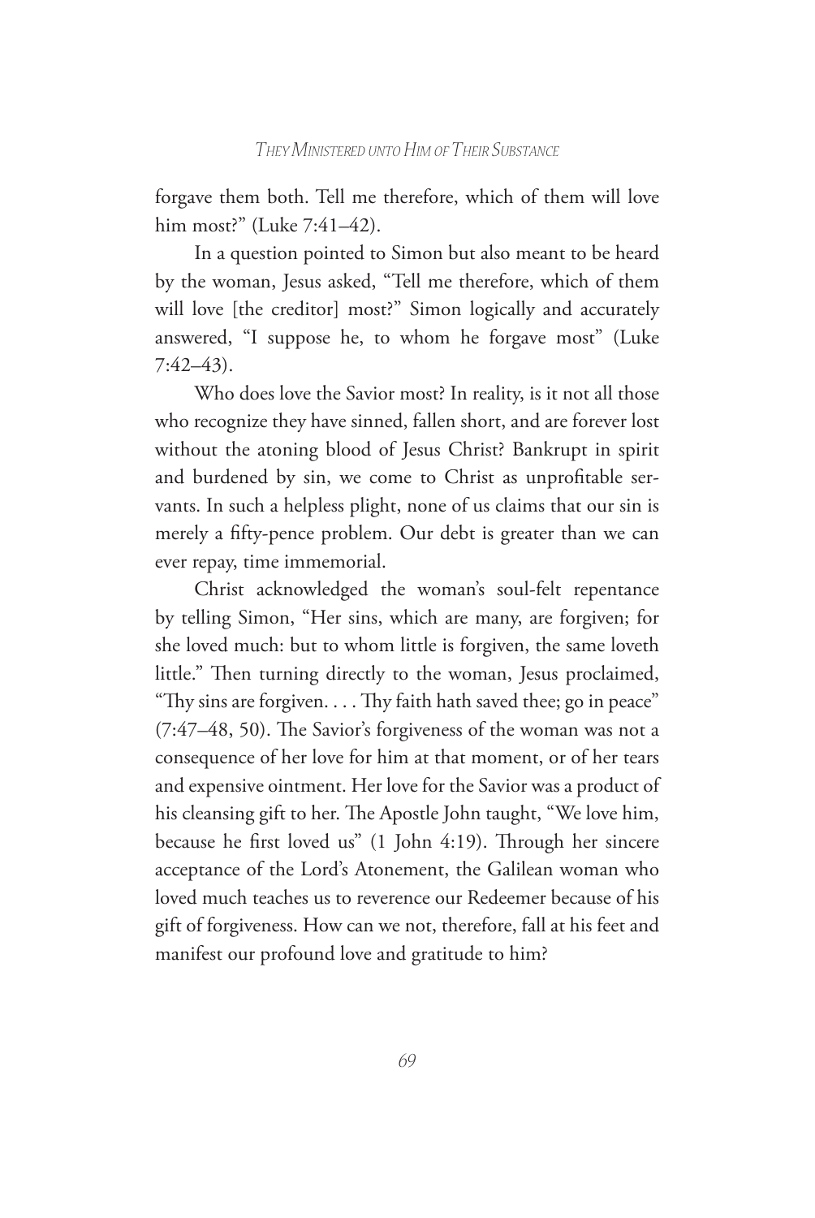forgave them both. Tell me therefore, which of them will love him most?" (Luke 7:41–42).

In a question pointed to Simon but also meant to be heard by the woman, Jesus asked, "Tell me therefore, which of them will love [the creditor] most?" Simon logically and accurately answered, "I suppose he, to whom he forgave most" (Luke 7:42–43).

Who does love the Savior most? In reality, is it not all those who recognize they have sinned, fallen short, and are forever lost without the atoning blood of Jesus Christ? Bankrupt in spirit and burdened by sin, we come to Christ as unprofitable servants. In such a helpless plight, none of us claims that our sin is merely a fifty-pence problem. Our debt is greater than we can ever repay, time immemorial.

Christ acknowledged the woman's soul-felt repentance by telling Simon, "Her sins, which are many, are forgiven; for she loved much: but to whom little is forgiven, the same loveth little." Then turning directly to the woman, Jesus proclaimed, "Thy sins are forgiven. . . . Thy faith hath saved thee; go in peace" (7:47–48, 50). The Savior's forgiveness of the woman was not a consequence of her love for him at that moment, or of her tears and expensive ointment. Her love for the Savior was a product of his cleansing gift to her. The Apostle John taught, "We love him, because he first loved us" (1 John 4:19). Through her sincere acceptance of the Lord's Atonement, the Galilean woman who loved much teaches us to reverence our Redeemer because of his gift of forgiveness. How can we not, therefore, fall at his feet and manifest our profound love and gratitude to him?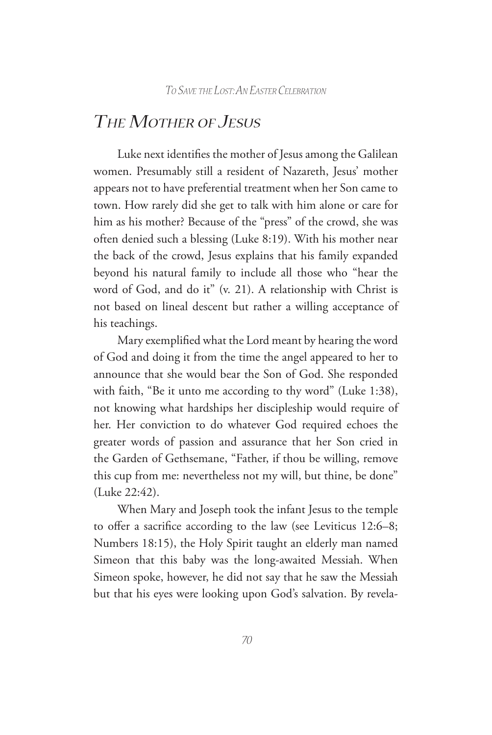## *The Mother of Jesus*

Luke next identifies the mother of Jesus among the Galilean women. Presumably still a resident of Nazareth, Jesus' mother appears not to have preferential treatment when her Son came to town. How rarely did she get to talk with him alone or care for him as his mother? Because of the "press" of the crowd, she was often denied such a blessing (Luke 8:19). With his mother near the back of the crowd, Jesus explains that his family expanded beyond his natural family to include all those who "hear the word of God, and do it" (v. 21). A relationship with Christ is not based on lineal descent but rather a willing acceptance of his teachings.

Mary exemplified what the Lord meant by hearing the word of God and doing it from the time the angel appeared to her to announce that she would bear the Son of God. She responded with faith, "Be it unto me according to thy word" (Luke 1:38), not knowing what hardships her discipleship would require of her. Her conviction to do whatever God required echoes the greater words of passion and assurance that her Son cried in the Garden of Gethsemane, "Father, if thou be willing, remove this cup from me: nevertheless not my will, but thine, be done" (Luke 22:42).

When Mary and Joseph took the infant Jesus to the temple to offer a sacrifice according to the law (see Leviticus 12:6–8; Numbers 18:15), the Holy Spirit taught an elderly man named Simeon that this baby was the long-awaited Messiah. When Simeon spoke, however, he did not say that he saw the Messiah but that his eyes were looking upon God's salvation. By revela-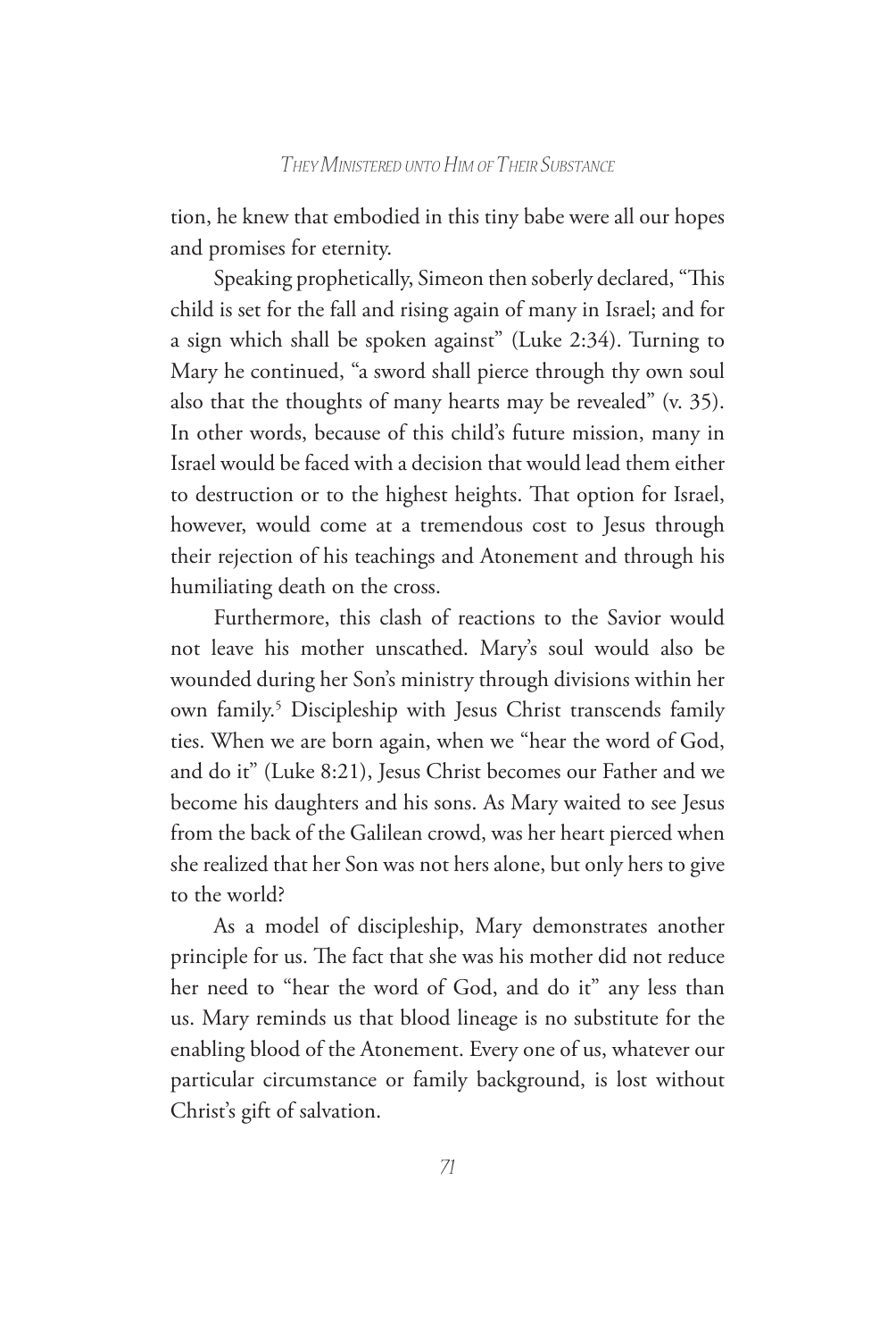tion, he knew that embodied in this tiny babe were all our hopes and promises for eternity.

Speaking prophetically, Simeon then soberly declared, "This child is set for the fall and rising again of many in Israel; and for a sign which shall be spoken against" (Luke 2:34). Turning to Mary he continued, "a sword shall pierce through thy own soul also that the thoughts of many hearts may be revealed" (v. 35). In other words, because of this child's future mission, many in Israel would be faced with a decision that would lead them either to destruction or to the highest heights. That option for Israel, however, would come at a tremendous cost to Jesus through their rejection of his teachings and Atonement and through his humiliating death on the cross.

Furthermore, this clash of reactions to the Savior would not leave his mother unscathed. Mary's soul would also be wounded during her Son's ministry through divisions within her own family.[5] Discipleship with Jesus Christ transcends family ties. When we are born again, when we "hear the word of God, and do it" (Luke 8:21), Jesus Christ becomes our Father and we become his daughters and his sons. As Mary waited to see Jesus from the back of the Galilean crowd, was her heart pierced when she realized that her Son was not hers alone, but only hers to give to the world?

As a model of discipleship, Mary demonstrates another principle for us. The fact that she was his mother did not reduce her need to "hear the word of God, and do it" any less than us. Mary reminds us that blood lineage is no substitute for the enabling blood of the Atonement. Every one of us, whatever our particular circumstance or family background, is lost without Christ's gift of salvation.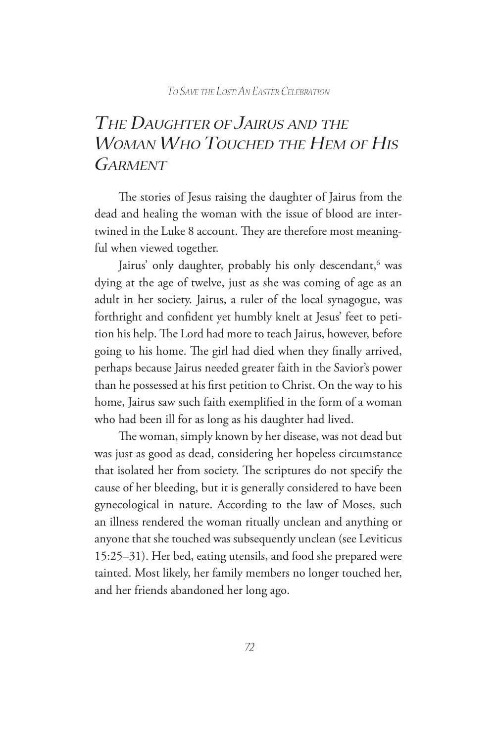# *The Daughter of Jairus and the Woman Who Touched the Hem of His Garment*

The stories of Jesus raising the daughter of Jairus from the dead and healing the woman with the issue of blood are intertwined in the Luke 8 account. They are therefore most meaningful when viewed together.

Jairus' only daughter, probably his only descendant,[6] was dying at the age of twelve, just as she was coming of age as an adult in her society. Jairus, a ruler of the local synagogue, was forthright and confident yet humbly knelt at Jesus' feet to petition his help. The Lord had more to teach Jairus, however, before going to his home. The girl had died when they finally arrived, perhaps because Jairus needed greater faith in the Savior's power than he possessed at his first petition to Christ. On the way to his home, Jairus saw such faith exemplified in the form of a woman who had been ill for as long as his daughter had lived.

The woman, simply known by her disease, was not dead but was just as good as dead, considering her hopeless circumstance that isolated her from society. The scriptures do not specify the cause of her bleeding, but it is generally considered to have been gynecological in nature. According to the law of Moses, such an illness rendered the woman ritually unclean and anything or anyone that she touched was subsequently unclean (see Leviticus 15:25–31). Her bed, eating utensils, and food she prepared were tainted. Most likely, her family members no longer touched her, and her friends abandoned her long ago.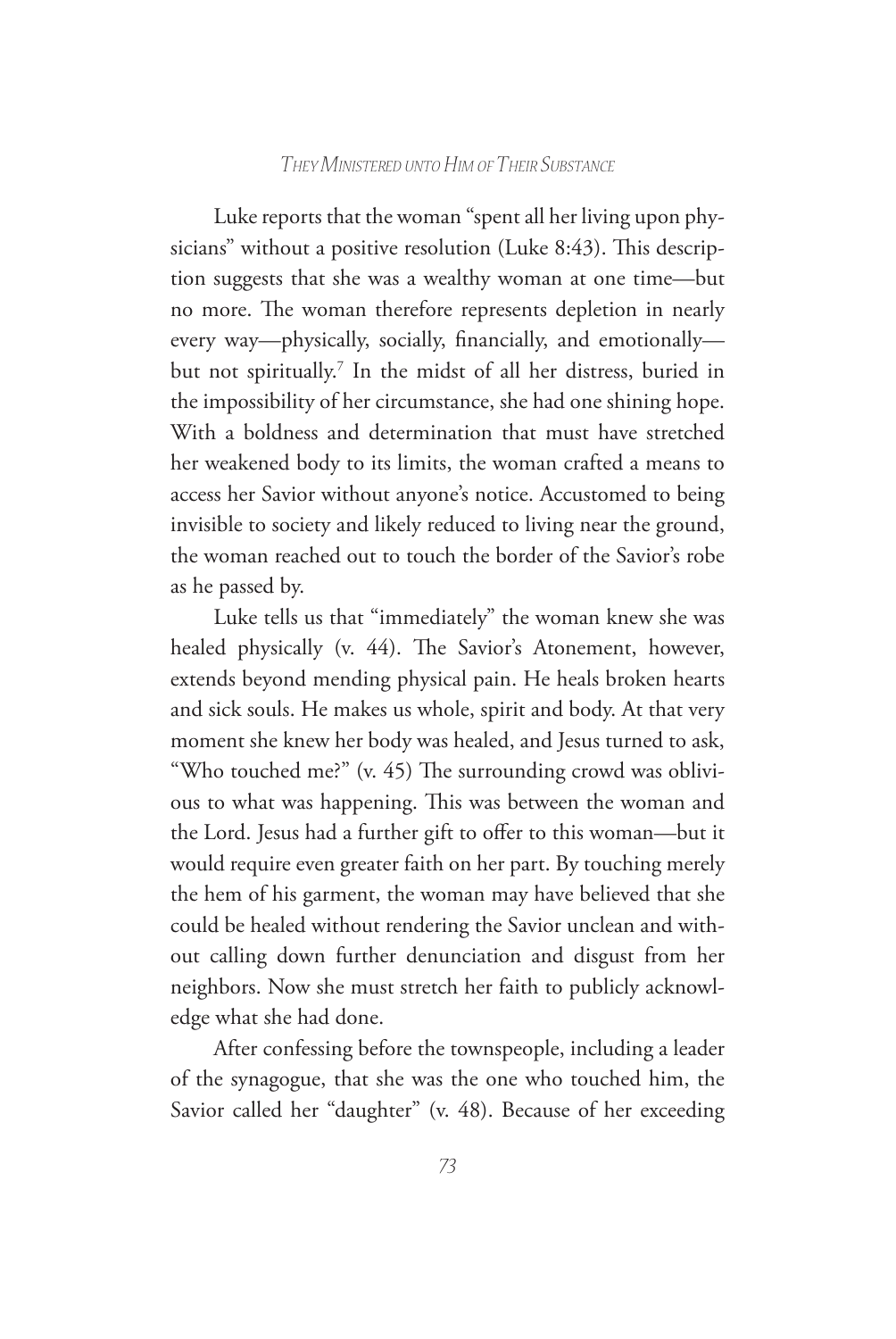Luke reports that the woman "spent all her living upon physicians" without a positive resolution (Luke 8:43). This description suggests that she was a wealthy woman at one time—but no more. The woman therefore represents depletion in nearly every way—physically, socially, financially, and emotionally—but not spiritually.[7] In the midst of all her distress, buried in the impossibility of her circumstance, she had one shining hope. With a boldness and determination that must have stretched her weakened body to its limits, the woman crafted a means to access her Savior without anyone's notice. Accustomed to being invisible to society and likely reduced to living near the ground, the woman reached out to touch the border of the Savior's robe as he passed by.

Luke tells us that "immediately" the woman knew she was healed physically (v. 44). The Savior's Atonement, however, extends beyond mending physical pain. He heals broken hearts and sick souls. He makes us whole, spirit and body. At that very moment she knew her body was healed, and Jesus turned to ask, "Who touched me?" (v. 45) The surrounding crowd was oblivious to what was happening. This was between the woman and the Lord. Jesus had a further gift to offer to this woman—but it would require even greater faith on her part. By touching merely the hem of his garment, the woman may have believed that she could be healed without rendering the Savior unclean and without calling down further denunciation and disgust from her neighbors. Now she must stretch her faith to publicly acknowledge what she had done.

After confessing before the townspeople, including a leader of the synagogue, that she was the one who touched him, the Savior called her "daughter" (v. 48). Because of her exceeding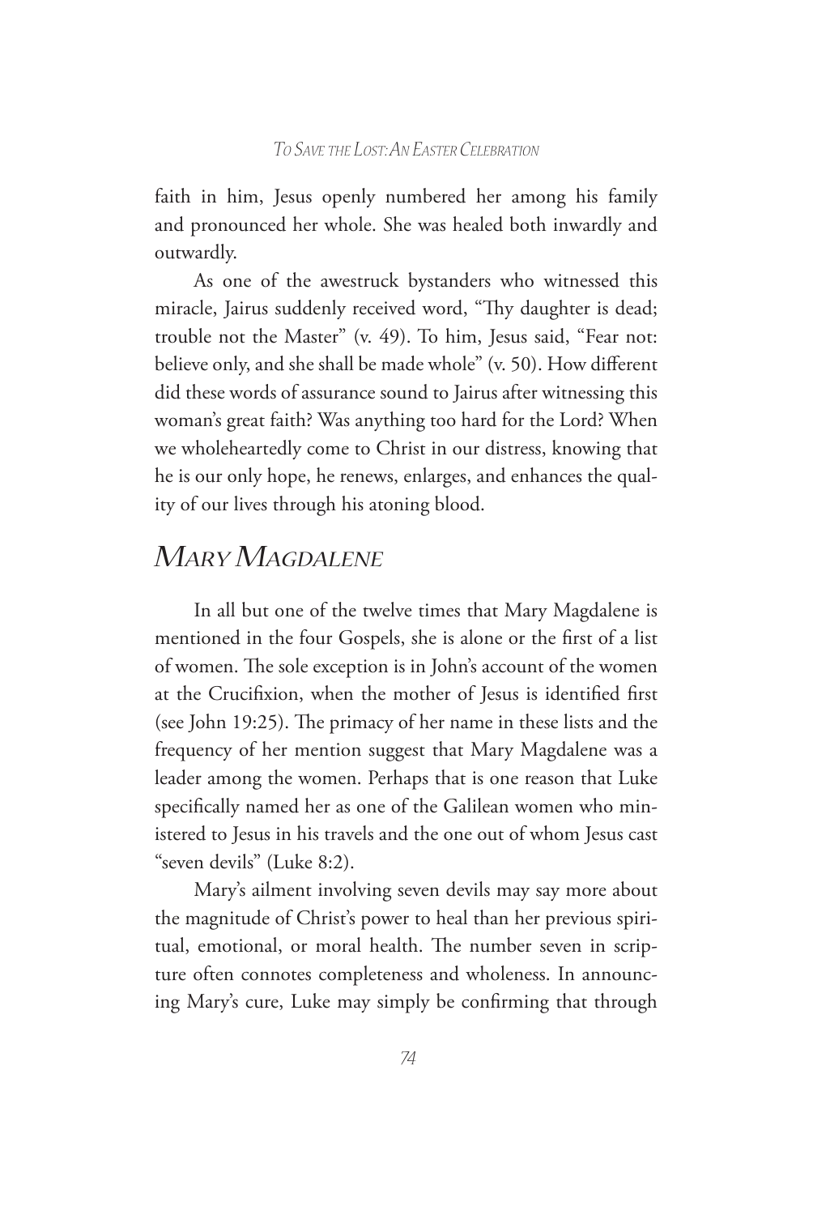faith in him, Jesus openly numbered her among his family and pronounced her whole. She was healed both inwardly and outwardly.

As one of the awestruck bystanders who witnessed this miracle, Jairus suddenly received word, "Thy daughter is dead; trouble not the Master" (v. 49). To him, Jesus said, "Fear not: believe only, and she shall be made whole" (v. 50). How different did these words of assurance sound to Jairus after witnessing this woman's great faith? Was anything too hard for the Lord? When we wholeheartedly come to Christ in our distress, knowing that he is our only hope, he renews, enlarges, and enhances the quality of our lives through his atoning blood.

## *Mary Magdalene*

In all but one of the twelve times that Mary Magdalene is mentioned in the four Gospels, she is alone or the first of a list of women. The sole exception is in John's account of the women at the Crucifixion, when the mother of Jesus is identified first (see John 19:25). The primacy of her name in these lists and the frequency of her mention suggest that Mary Magdalene was a leader among the women. Perhaps that is one reason that Luke specifically named her as one of the Galilean women who ministered to Jesus in his travels and the one out of whom Jesus cast "seven devils" (Luke 8:2).

Mary's ailment involving seven devils may say more about the magnitude of Christ's power to heal than her previous spiritual, emotional, or moral health. The number seven in scripture often connotes completeness and wholeness. In announcing Mary's cure, Luke may simply be confirming that through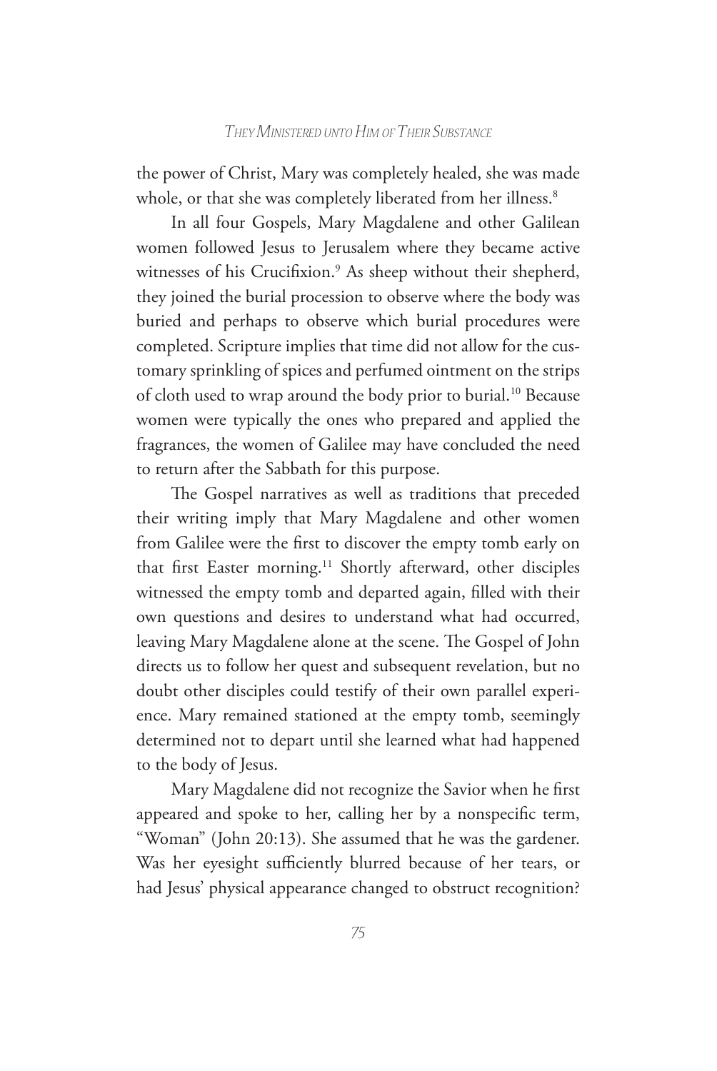the power of Christ, Mary was completely healed, she was made whole, or that she was completely liberated from her illness.[8]

In all four Gospels, Mary Magdalene and other Galilean women followed Jesus to Jerusalem where they became active witnesses of his Crucifixion.[9] As sheep without their shepherd, they joined the burial procession to observe where the body was buried and perhaps to observe which burial procedures were completed. Scripture implies that time did not allow for the customary sprinkling of spices and perfumed ointment on the strips of cloth used to wrap around the body prior to burial.[10] Because women were typically the ones who prepared and applied the fragrances, the women of Galilee may have concluded the need to return after the Sabbath for this purpose.

The Gospel narratives as well as traditions that preceded their writing imply that Mary Magdalene and other women from Galilee were the first to discover the empty tomb early on that first Easter morning.[11] Shortly afterward, other disciples witnessed the empty tomb and departed again, filled with their own questions and desires to understand what had occurred, leaving Mary Magdalene alone at the scene. The Gospel of John directs us to follow her quest and subsequent revelation, but no doubt other disciples could testify of their own parallel experience. Mary remained stationed at the empty tomb, seemingly determined not to depart until she learned what had happened to the body of Jesus.

Mary Magdalene did not recognize the Savior when he first appeared and spoke to her, calling her by a nonspecific term, "Woman" (John 20:13). She assumed that he was the gardener. Was her eyesight sufficiently blurred because of her tears, or had Jesus' physical appearance changed to obstruct recognition?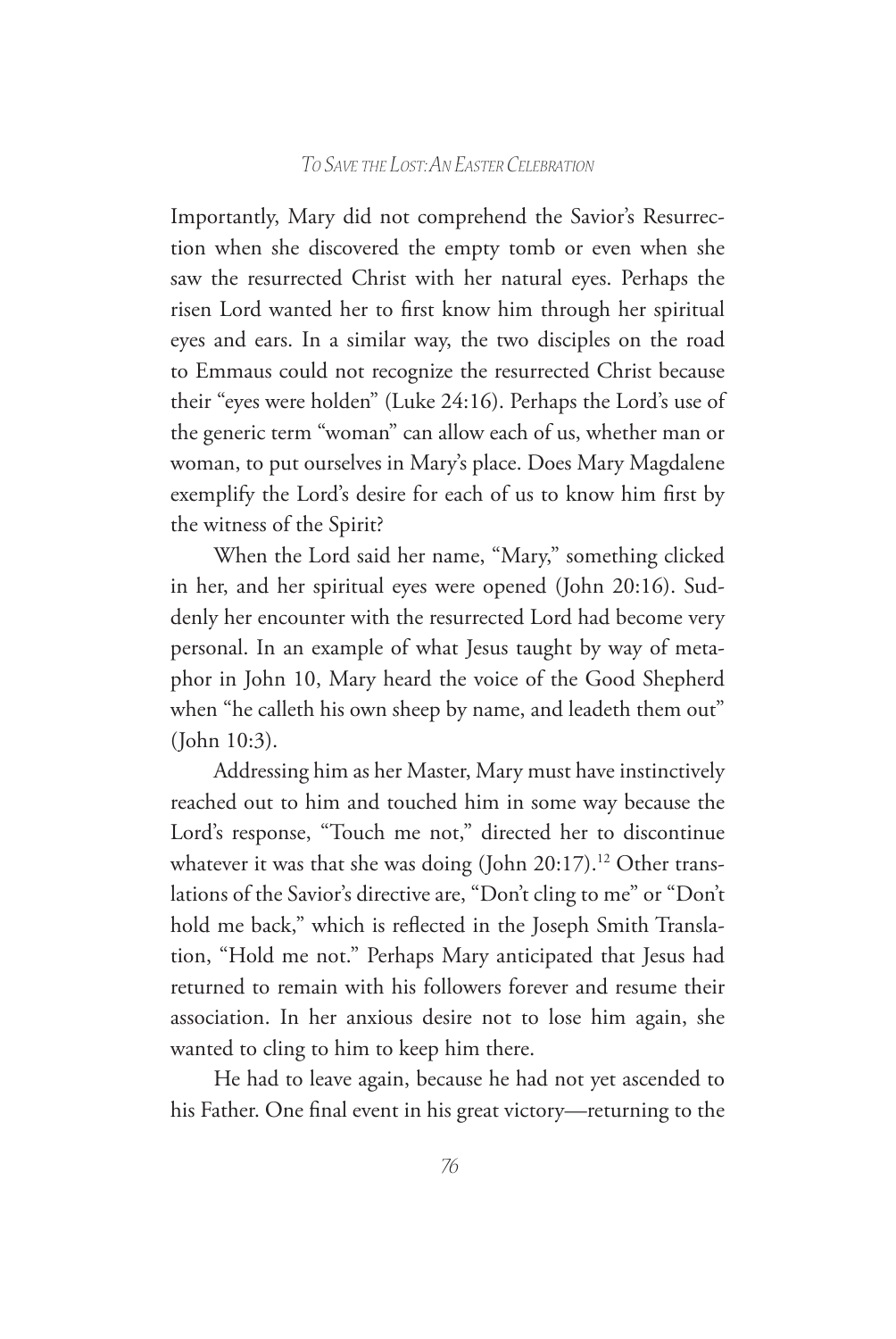Importantly, Mary did not comprehend the Savior's Resurrection when she discovered the empty tomb or even when she saw the resurrected Christ with her natural eyes. Perhaps the risen Lord wanted her to first know him through her spiritual eyes and ears. In a similar way, the two disciples on the road to Emmaus could not recognize the resurrected Christ because their "eyes were holden" (Luke 24:16). Perhaps the Lord's use of the generic term "woman" can allow each of us, whether man or woman, to put ourselves in Mary's place. Does Mary Magdalene exemplify the Lord's desire for each of us to know him first by the witness of the Spirit?

When the Lord said her name, "Mary," something clicked in her, and her spiritual eyes were opened (John 20:16). Suddenly her encounter with the resurrected Lord had become very personal. In an example of what Jesus taught by way of metaphor in John 10, Mary heard the voice of the Good Shepherd when "he calleth his own sheep by name, and leadeth them out" (John 10:3).

Addressing him as her Master, Mary must have instinctively reached out to him and touched him in some way because the Lord's response, "Touch me not," directed her to discontinue whatever it was that she was doing (John 20:17).[12] Other translations of the Savior's directive are, "Don't cling to me" or "Don't hold me back," which is reflected in the Joseph Smith Translation, "Hold me not." Perhaps Mary anticipated that Jesus had returned to remain with his followers forever and resume their association. In her anxious desire not to lose him again, she wanted to cling to him to keep him there.

He had to leave again, because he had not yet ascended to his Father. One final event in his great victory—returning to the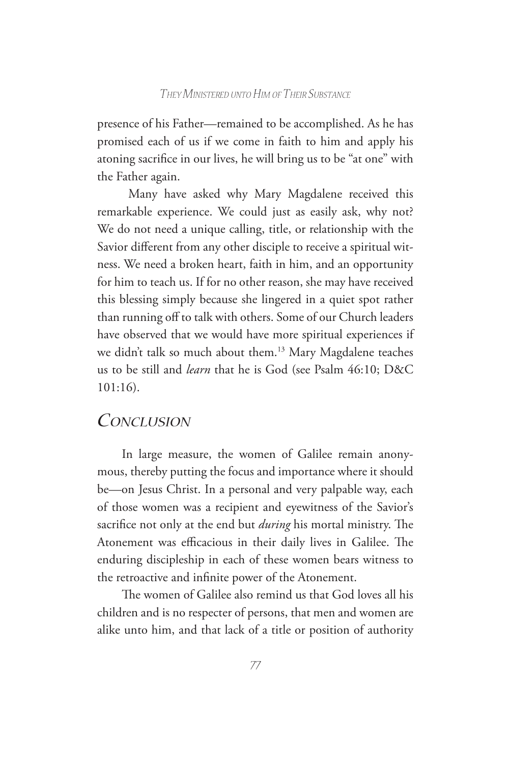presence of his Father—remained to be accomplished. As he has promised each of us if we come in faith to him and apply his atoning sacrifice in our lives, he will bring us to be "at one" with the Father again.

Many have asked why Mary Magdalene received this remarkable experience. We could just as easily ask, why not? We do not need a unique calling, title, or relationship with the Savior different from any other disciple to receive a spiritual witness. We need a broken heart, faith in him, and an opportunity for him to teach us. If for no other reason, she may have received this blessing simply because she lingered in a quiet spot rather than running off to talk with others. Some of our Church leaders have observed that we would have more spiritual experiences if we didn't talk so much about them.[13] Mary Magdalene teaches us to be still and *learn* that he is God (see Psalm 46:10; D&C 101:16).

## *Conclusion*

In large measure, the women of Galilee remain anonymous, thereby putting the focus and importance where it should be—on Jesus Christ. In a personal and very palpable way, each of those women was a recipient and eyewitness of the Savior's sacrifice not only at the end but *during* his mortal ministry. The Atonement was efficacious in their daily lives in Galilee. The enduring discipleship in each of these women bears witness to the retroactive and infinite power of the Atonement.

The women of Galilee also remind us that God loves all his children and is no respecter of persons, that men and women are alike unto him, and that lack of a title or position of authority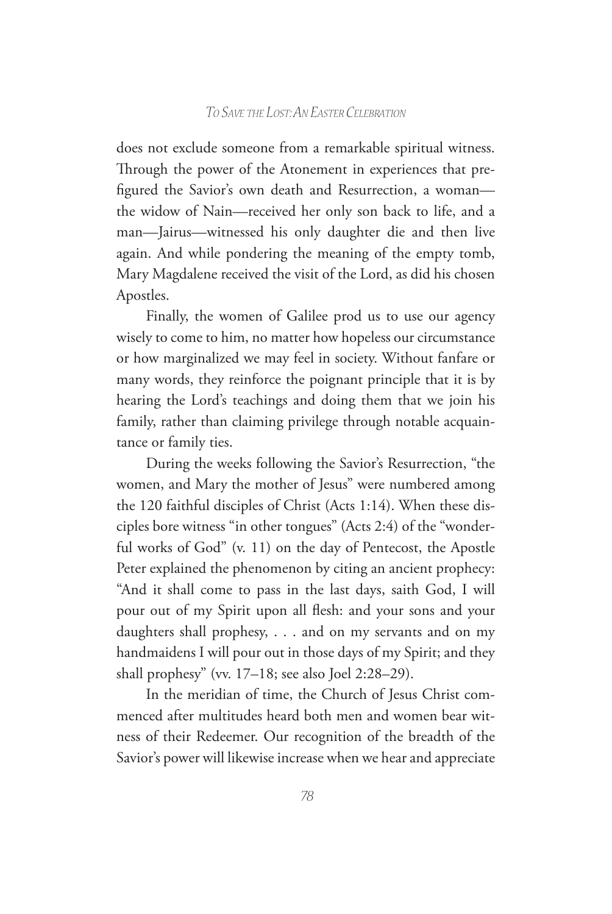does not exclude someone from a remarkable spiritual witness. Through the power of the Atonement in experiences that prefigured the Savior's own death and Resurrection, a woman—the widow of Nain—received her only son back to life, and a man—Jairus—witnessed his only daughter die and then live again. And while pondering the meaning of the empty tomb, Mary Magdalene received the visit of the Lord, as did his chosen Apostles.

Finally, the women of Galilee prod us to use our agency wisely to come to him, no matter how hopeless our circumstance or how marginalized we may feel in society. Without fanfare or many words, they reinforce the poignant principle that it is by hearing the Lord's teachings and doing them that we join his family, rather than claiming privilege through notable acquaintance or family ties.

During the weeks following the Savior's Resurrection, "the women, and Mary the mother of Jesus" were numbered among the 120 faithful disciples of Christ (Acts 1:14). When these disciples bore witness "in other tongues" (Acts 2:4) of the "wonderful works of God" (v. 11) on the day of Pentecost, the Apostle Peter explained the phenomenon by citing an ancient prophecy: "And it shall come to pass in the last days, saith God, I will pour out of my Spirit upon all flesh: and your sons and your daughters shall prophesy, . . . and on my servants and on my handmaidens I will pour out in those days of my Spirit; and they shall prophesy" (vv. 17–18; see also Joel 2:28–29).

In the meridian of time, the Church of Jesus Christ commenced after multitudes heard both men and women bear witness of their Redeemer. Our recognition of the breadth of the Savior's power will likewise increase when we hear and appreciate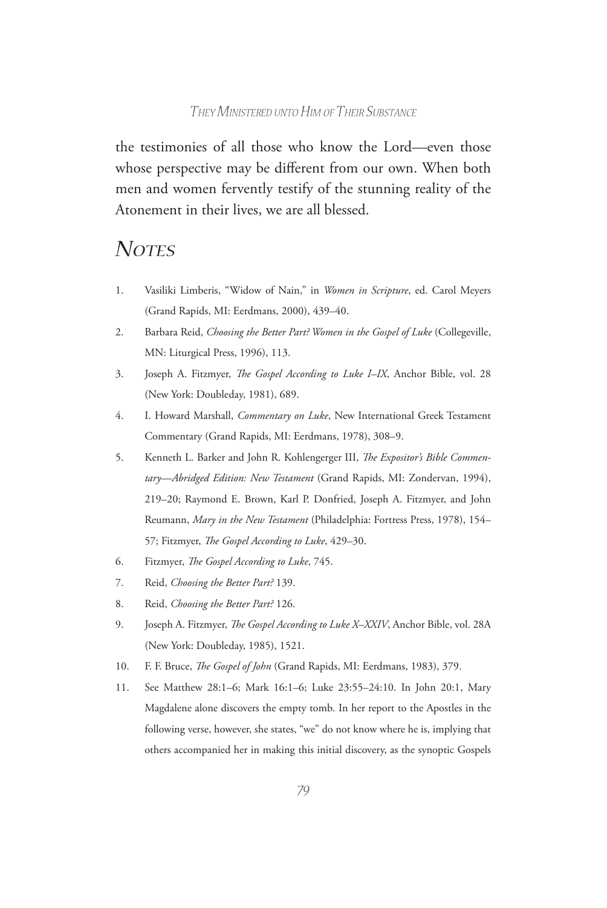the testimonies of all those who know the Lord—even those whose perspective may be different from our own. When both men and women fervently testify of the stunning reality of the Atonement in their lives, we are all blessed.

## *Notes*

1. Vasiliki Limberis, "Widow of Nain," in *Women in Scripture*, ed. Carol Meyers (Grand Rapids, MI: Eerdmans, 2000), 439–40.
2. Barbara Reid, *Choosing the Better Part? Women in the Gospel of Luke* (Collegeville, MN: Liturgical Press, 1996), 113.
3. Joseph A. Fitzmyer, *The Gospel According to Luke I–IX*, Anchor Bible, vol. 28 (New York: Doubleday, 1981), 689.
4. I. Howard Marshall, *Commentary on Luke*, New International Greek Testament Commentary (Grand Rapids, MI: Eerdmans, 1978), 308–9.
5. Kenneth L. Barker and John R. Kohlengerger III, *The Expositor's Bible Commentary—Abridged Edition: New Testament* (Grand Rapids, MI: Zondervan, 1994), 219–20; Raymond E. Brown, Karl P. Donfried, Joseph A. Fitzmyer, and John Reumann, *Mary in the New Testament* (Philadelphia: Fortress Press, 1978), 154–57; Fitzmyer, *The Gospel According to Luke*, 429–30.
6. Fitzmyer, *The Gospel According to Luke*, 745.
7. Reid, *Choosing the Better Part?* 139.
8. Reid, *Choosing the Better Part?* 126.
9. Joseph A. Fitzmyer, *The Gospel According to Luke X–XXIV*, Anchor Bible, vol. 28A (New York: Doubleday, 1985), 1521.
10. F. F. Bruce, *The Gospel of John* (Grand Rapids, MI: Eerdmans, 1983), 379.
11. See Matthew 28:1–6; Mark 16:1–6; Luke 23:55–24:10. In John 20:1, Mary Magdalene alone discovers the empty tomb. In her report to the Apostles in the following verse, however, she states, "we" do not know where he is, implying that others accompanied her in making this initial discovery, as the synoptic Gospels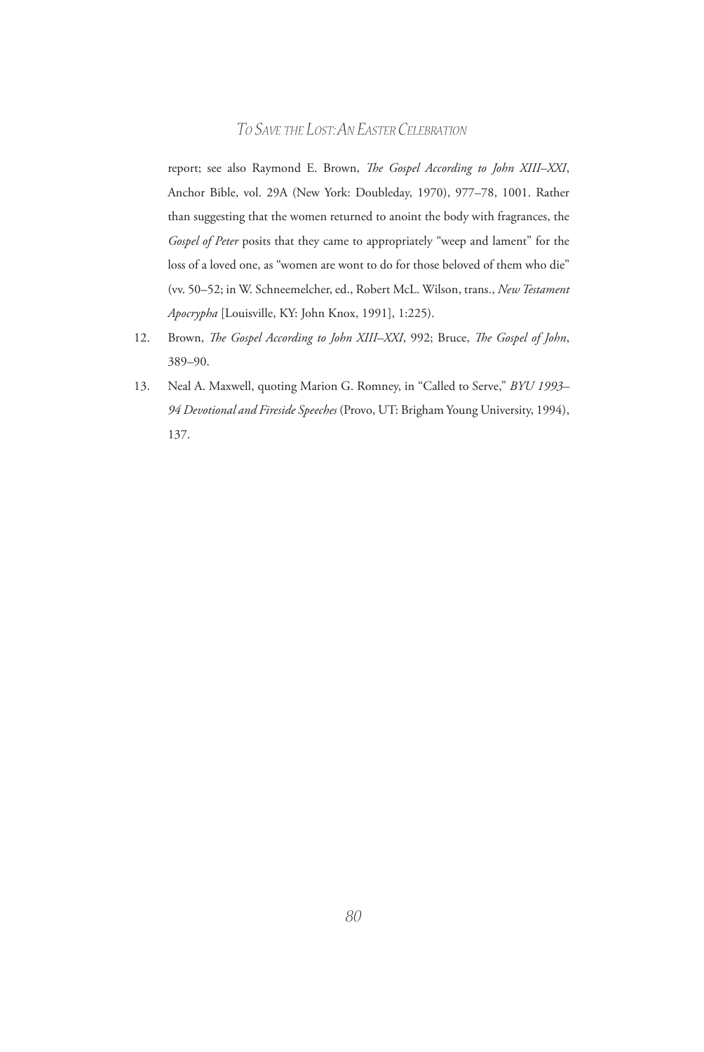report; see also Raymond E. Brown, *The Gospel According to John XIII–XXI*, Anchor Bible, vol. 29A (New York: Doubleday, 1970), 977–78, 1001. Rather than suggesting that the women returned to anoint the body with fragrances, the *Gospel of Peter* posits that they came to appropriately "weep and lament" for the loss of a loved one, as "women are wont to do for those beloved of them who die" (vv. 50–52; in W. Schneemelcher, ed., Robert McL. Wilson, trans., *New Testament Apocrypha* [Louisville, KY: John Knox, 1991], 1:225).

12. Brown, *The Gospel According to John XIII–XXI*, 992; Bruce, *The Gospel of John*, 389–90.
13. Neal A. Maxwell, quoting Marion G. Romney, in "Called to Serve," *BYU 1993–94 Devotional and Fireside Speeches* (Provo, UT: Brigham Young University, 1994), 137.